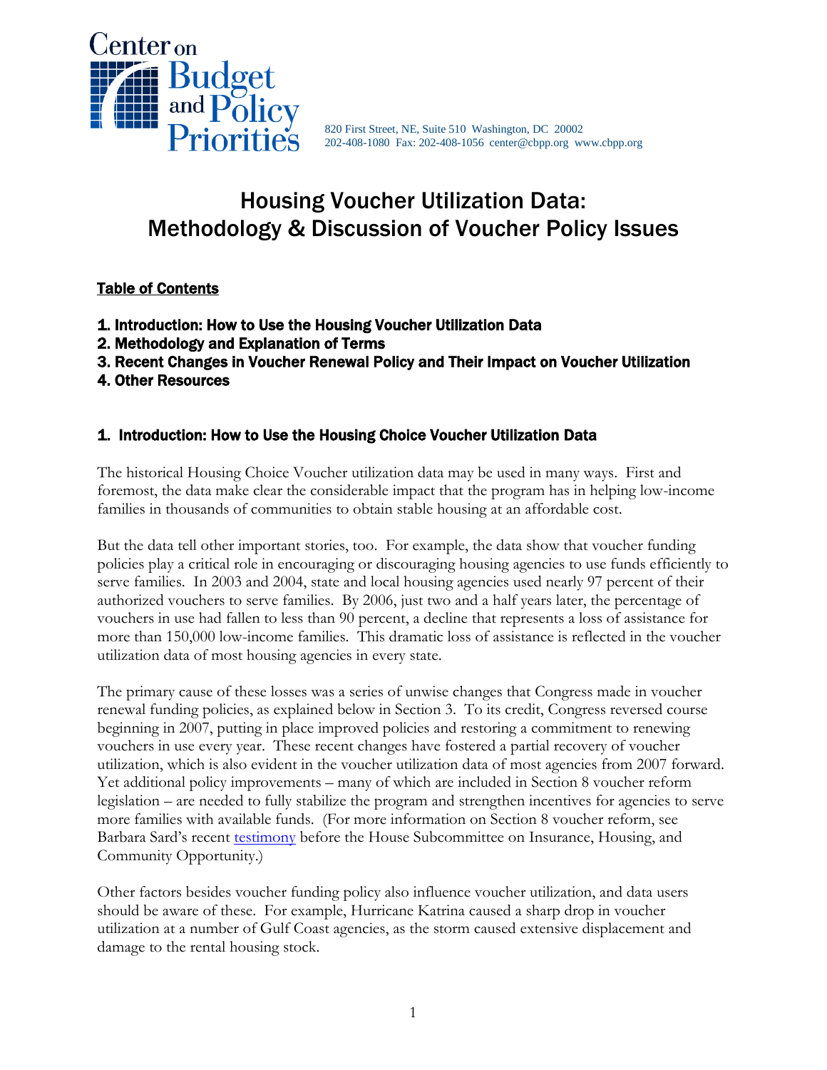Center on Budget and Policy Priorities

820 First Street, NE, Suite 510 Washington, DC 20002
202-408-1080 Fax: 202-408-1056 center@cbpp.org www.cbpp.org

# Housing Voucher Utilization Data: Methodology & Discussion of Voucher Policy Issues

**Table of Contents**

**1. Introduction: How to Use the Housing Voucher Utilization Data**
**2. Methodology and Explanation of Terms**
**3. Recent Changes in Voucher Renewal Policy and Their Impact on Voucher Utilization**
**4. Other Resources**

## 1. Introduction: How to Use the Housing Choice Voucher Utilization Data

The historical Housing Choice Voucher utilization data may be used in many ways. First and foremost, the data make clear the considerable impact that the program has in helping low-income families in thousands of communities to obtain stable housing at an affordable cost.

But the data tell other important stories, too. For example, the data show that voucher funding policies play a critical role in encouraging or discouraging housing agencies to use funds efficiently to serve families. In 2003 and 2004, state and local housing agencies used nearly 97 percent of their authorized vouchers to serve families. By 2006, just two and a half years later, the percentage of vouchers in use had fallen to less than 90 percent, a decline that represents a loss of assistance for more than 150,000 low-income families. This dramatic loss of assistance is reflected in the voucher utilization data of most housing agencies in every state.

The primary cause of these losses was a series of unwise changes that Congress made in voucher renewal funding policies, as explained below in Section 3. To its credit, Congress reversed course beginning in 2007, putting in place improved policies and restoring a commitment to renewing vouchers in use every year. These recent changes have fostered a partial recovery of voucher utilization, which is also evident in the voucher utilization data of most agencies from 2007 forward. Yet additional policy improvements – many of which are included in Section 8 voucher reform legislation – are needed to fully stabilize the program and strengthen incentives for agencies to serve more families with available funds. (For more information on Section 8 voucher reform, see Barbara Sard's recent testimony before the House Subcommittee on Insurance, Housing, and Community Opportunity.)

Other factors besides voucher funding policy also influence voucher utilization, and data users should be aware of these. For example, Hurricane Katrina caused a sharp drop in voucher utilization at a number of Gulf Coast agencies, as the storm caused extensive displacement and damage to the rental housing stock.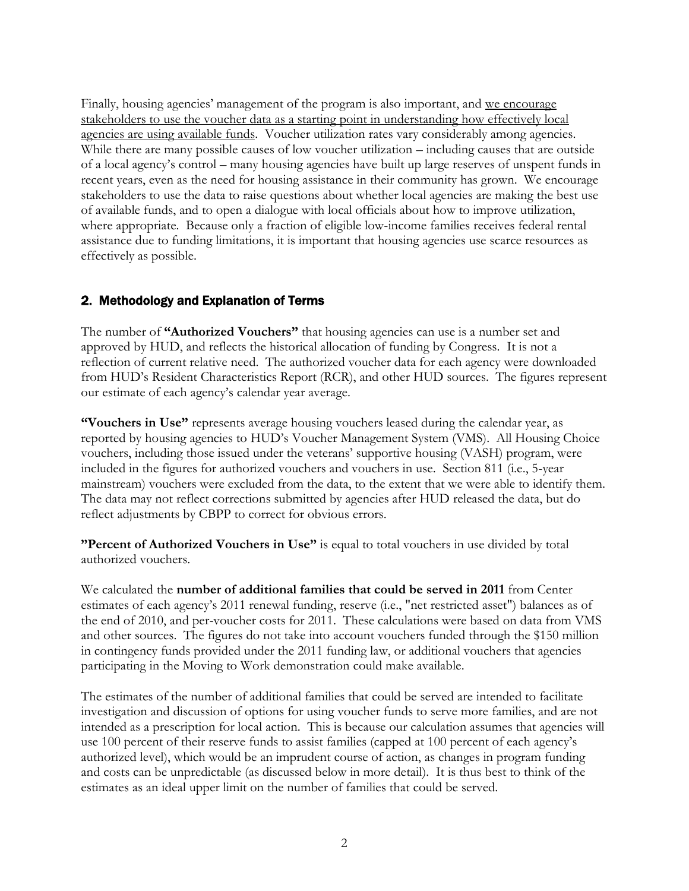Finally, housing agencies' management of the program is also important, and <u>we encourage stakeholders to use the voucher data as a starting point in understanding how effectively local agencies are using available funds</u>. Voucher utilization rates vary considerably among agencies. While there are many possible causes of low voucher utilization – including causes that are outside of a local agency's control – many housing agencies have built up large reserves of unspent funds in recent years, even as the need for housing assistance in their community has grown. We encourage stakeholders to use the data to raise questions about whether local agencies are making the best use of available funds, and to open a dialogue with local officials about how to improve utilization, where appropriate. Because only a fraction of eligible low-income families receives federal rental assistance due to funding limitations, it is important that housing agencies use scarce resources as effectively as possible.

## 2. Methodology and Explanation of Terms

The number of **"Authorized Vouchers"** that housing agencies can use is a number set and approved by HUD, and reflects the historical allocation of funding by Congress. It is not a reflection of current relative need. The authorized voucher data for each agency were downloaded from HUD's Resident Characteristics Report (RCR), and other HUD sources. The figures represent our estimate of each agency's calendar year average.

**"Vouchers in Use"** represents average housing vouchers leased during the calendar year, as reported by housing agencies to HUD's Voucher Management System (VMS). All Housing Choice vouchers, including those issued under the veterans' supportive housing (VASH) program, were included in the figures for authorized vouchers and vouchers in use. Section 811 (i.e., 5-year mainstream) vouchers were excluded from the data, to the extent that we were able to identify them. The data may not reflect corrections submitted by agencies after HUD released the data, but do reflect adjustments by CBPP to correct for obvious errors.

**"Percent of Authorized Vouchers in Use"** is equal to total vouchers in use divided by total authorized vouchers.

We calculated the **number of additional families that could be served in 2011** from Center estimates of each agency's 2011 renewal funding, reserve (i.e., "net restricted asset") balances as of the end of 2010, and per-voucher costs for 2011. These calculations were based on data from VMS and other sources. The figures do not take into account vouchers funded through the $150 million in contingency funds provided under the 2011 funding law, or additional vouchers that agencies participating in the Moving to Work demonstration could make available.

The estimates of the number of additional families that could be served are intended to facilitate investigation and discussion of options for using voucher funds to serve more families, and are not intended as a prescription for local action. This is because our calculation assumes that agencies will use 100 percent of their reserve funds to assist families (capped at 100 percent of each agency's authorized level), which would be an imprudent course of action, as changes in program funding and costs can be unpredictable (as discussed below in more detail). It is thus best to think of the estimates as an ideal upper limit on the number of families that could be served.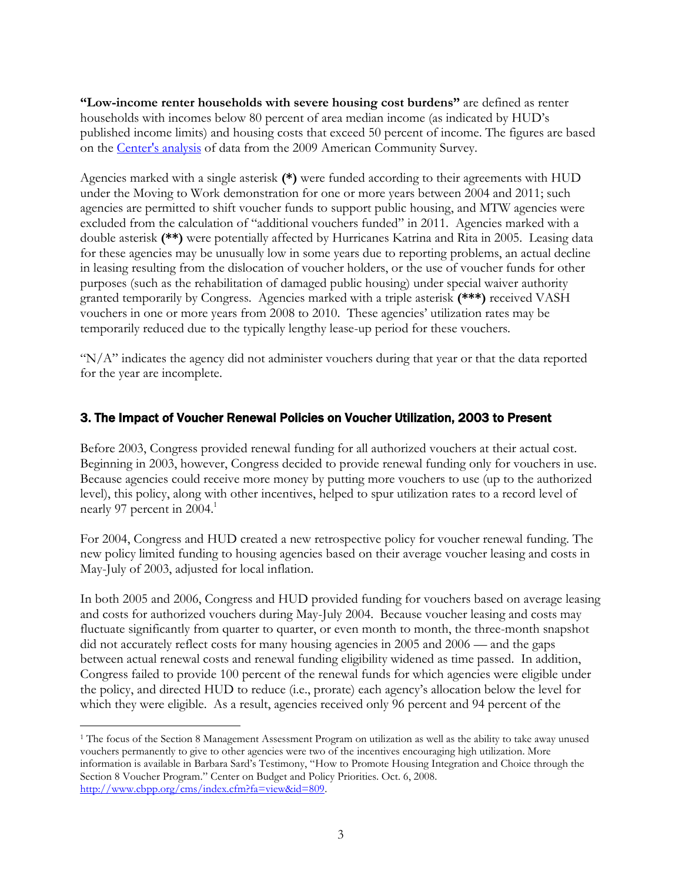**"Low-income renter households with severe housing cost burdens"** are defined as renter households with incomes below 80 percent of area median income (as indicated by HUD's published income limits) and housing costs that exceed 50 percent of income. The figures are based on the Center's analysis of data from the 2009 American Community Survey.

Agencies marked with a single asterisk **(*)** were funded according to their agreements with HUD under the Moving to Work demonstration for one or more years between 2004 and 2011; such agencies are permitted to shift voucher funds to support public housing, and MTW agencies were excluded from the calculation of "additional vouchers funded" in 2011. Agencies marked with a double asterisk **(**)** were potentially affected by Hurricanes Katrina and Rita in 2005. Leasing data for these agencies may be unusually low in some years due to reporting problems, an actual decline in leasing resulting from the dislocation of voucher holders, or the use of voucher funds for other purposes (such as the rehabilitation of damaged public housing) under special waiver authority granted temporarily by Congress. Agencies marked with a triple asterisk **(***)** received VASH vouchers in one or more years from 2008 to 2010. These agencies' utilization rates may be temporarily reduced due to the typically lengthy lease-up period for these vouchers.

"N/A" indicates the agency did not administer vouchers during that year or that the data reported for the year are incomplete.

## 3. The Impact of Voucher Renewal Policies on Voucher Utilization, 2003 to Present

Before 2003, Congress provided renewal funding for all authorized vouchers at their actual cost. Beginning in 2003, however, Congress decided to provide renewal funding only for vouchers in use. Because agencies could receive more money by putting more vouchers to use (up to the authorized level), this policy, along with other incentives, helped to spur utilization rates to a record level of nearly 97 percent in 2004.[1]

For 2004, Congress and HUD created a new retrospective policy for voucher renewal funding. The new policy limited funding to housing agencies based on their average voucher leasing and costs in May-July of 2003, adjusted for local inflation.

In both 2005 and 2006, Congress and HUD provided funding for vouchers based on average leasing and costs for authorized vouchers during May-July 2004. Because voucher leasing and costs may fluctuate significantly from quarter to quarter, or even month to month, the three-month snapshot did not accurately reflect costs for many housing agencies in 2005 and 2006 — and the gaps between actual renewal costs and renewal funding eligibility widened as time passed. In addition, Congress failed to provide 100 percent of the renewal funds for which agencies were eligible under the policy, and directed HUD to reduce (i.e., prorate) each agency's allocation below the level for which they were eligible. As a result, agencies received only 96 percent and 94 percent of the

[1] The focus of the Section 8 Management Assessment Program on utilization as well as the ability to take away unused vouchers permanently to give to other agencies were two of the incentives encouraging high utilization. More information is available in Barbara Sard's Testimony, "How to Promote Housing Integration and Choice through the Section 8 Voucher Program." Center on Budget and Policy Priorities. Oct. 6, 2008. http://www.cbpp.org/cms/index.cfm?fa=view&id=809.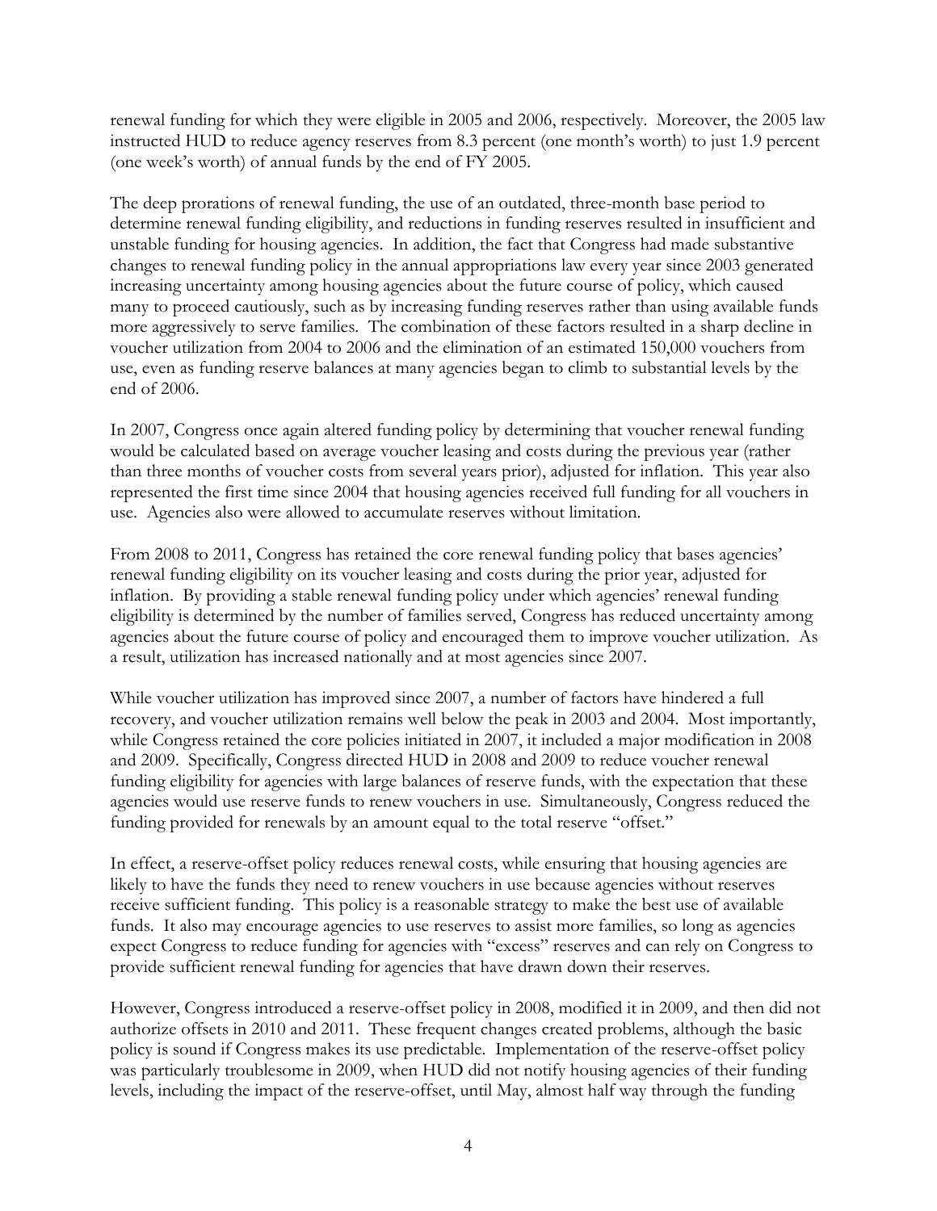renewal funding for which they were eligible in 2005 and 2006, respectively. Moreover, the 2005 law instructed HUD to reduce agency reserves from 8.3 percent (one month's worth) to just 1.9 percent (one week's worth) of annual funds by the end of FY 2005.

The deep prorations of renewal funding, the use of an outdated, three-month base period to determine renewal funding eligibility, and reductions in funding reserves resulted in insufficient and unstable funding for housing agencies. In addition, the fact that Congress had made substantive changes to renewal funding policy in the annual appropriations law every year since 2003 generated increasing uncertainty among housing agencies about the future course of policy, which caused many to proceed cautiously, such as by increasing funding reserves rather than using available funds more aggressively to serve families. The combination of these factors resulted in a sharp decline in voucher utilization from 2004 to 2006 and the elimination of an estimated 150,000 vouchers from use, even as funding reserve balances at many agencies began to climb to substantial levels by the end of 2006.

In 2007, Congress once again altered funding policy by determining that voucher renewal funding would be calculated based on average voucher leasing and costs during the previous year (rather than three months of voucher costs from several years prior), adjusted for inflation. This year also represented the first time since 2004 that housing agencies received full funding for all vouchers in use. Agencies also were allowed to accumulate reserves without limitation.

From 2008 to 2011, Congress has retained the core renewal funding policy that bases agencies' renewal funding eligibility on its voucher leasing and costs during the prior year, adjusted for inflation. By providing a stable renewal funding policy under which agencies' renewal funding eligibility is determined by the number of families served, Congress has reduced uncertainty among agencies about the future course of policy and encouraged them to improve voucher utilization. As a result, utilization has increased nationally and at most agencies since 2007.

While voucher utilization has improved since 2007, a number of factors have hindered a full recovery, and voucher utilization remains well below the peak in 2003 and 2004. Most importantly, while Congress retained the core policies initiated in 2007, it included a major modification in 2008 and 2009. Specifically, Congress directed HUD in 2008 and 2009 to reduce voucher renewal funding eligibility for agencies with large balances of reserve funds, with the expectation that these agencies would use reserve funds to renew vouchers in use. Simultaneously, Congress reduced the funding provided for renewals by an amount equal to the total reserve "offset."

In effect, a reserve-offset policy reduces renewal costs, while ensuring that housing agencies are likely to have the funds they need to renew vouchers in use because agencies without reserves receive sufficient funding. This policy is a reasonable strategy to make the best use of available funds. It also may encourage agencies to use reserves to assist more families, so long as agencies expect Congress to reduce funding for agencies with "excess" reserves and can rely on Congress to provide sufficient renewal funding for agencies that have drawn down their reserves.

However, Congress introduced a reserve-offset policy in 2008, modified it in 2009, and then did not authorize offsets in 2010 and 2011. These frequent changes created problems, although the basic policy is sound if Congress makes its use predictable. Implementation of the reserve-offset policy was particularly troublesome in 2009, when HUD did not notify housing agencies of their funding levels, including the impact of the reserve-offset, until May, almost half way through the funding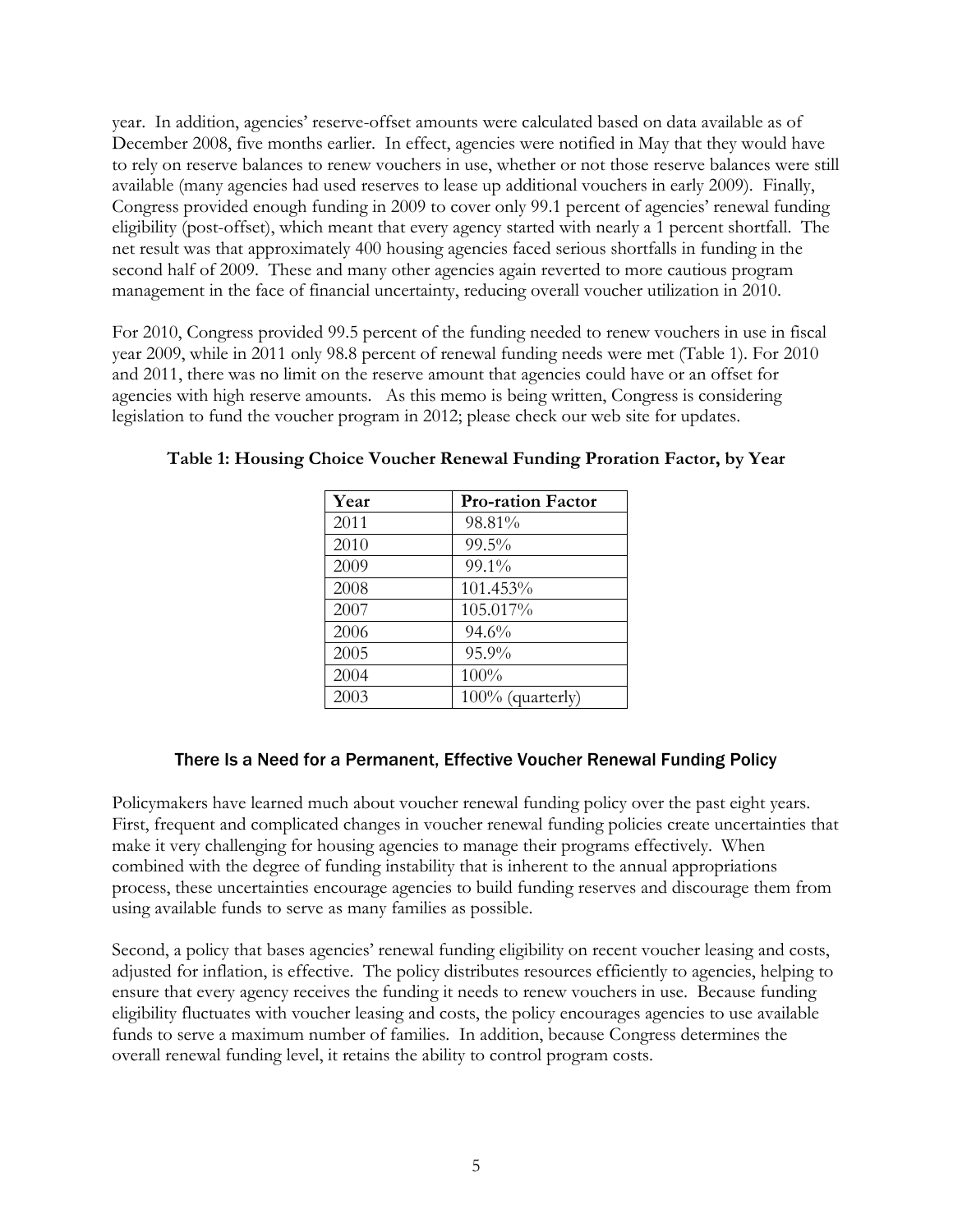year. In addition, agencies' reserve-offset amounts were calculated based on data available as of December 2008, five months earlier. In effect, agencies were notified in May that they would have to rely on reserve balances to renew vouchers in use, whether or not those reserve balances were still available (many agencies had used reserves to lease up additional vouchers in early 2009). Finally, Congress provided enough funding in 2009 to cover only 99.1 percent of agencies' renewal funding eligibility (post-offset), which meant that every agency started with nearly a 1 percent shortfall. The net result was that approximately 400 housing agencies faced serious shortfalls in funding in the second half of 2009. These and many other agencies again reverted to more cautious program management in the face of financial uncertainty, reducing overall voucher utilization in 2010.

For 2010, Congress provided 99.5 percent of the funding needed to renew vouchers in use in fiscal year 2009, while in 2011 only 98.8 percent of renewal funding needs were met (Table 1). For 2010 and 2011, there was no limit on the reserve amount that agencies could have or an offset for agencies with high reserve amounts. As this memo is being written, Congress is considering legislation to fund the voucher program in 2012; please check our web site for updates.

**Table 1: Housing Choice Voucher Renewal Funding Proration Factor, by Year**

| Year | Pro-ration Factor |
|---|---|
| 2011 | 98.81% |
| 2010 | 99.5% |
| 2009 | 99.1% |
| 2008 | 101.453% |
| 2007 | 105.017% |
| 2006 | 94.6% |
| 2005 | 95.9% |
| 2004 | 100% |
| 2003 | 100% (quarterly) |

## There Is a Need for a Permanent, Effective Voucher Renewal Funding Policy

Policymakers have learned much about voucher renewal funding policy over the past eight years. First, frequent and complicated changes in voucher renewal funding policies create uncertainties that make it very challenging for housing agencies to manage their programs effectively. When combined with the degree of funding instability that is inherent to the annual appropriations process, these uncertainties encourage agencies to build funding reserves and discourage them from using available funds to serve as many families as possible.

Second, a policy that bases agencies' renewal funding eligibility on recent voucher leasing and costs, adjusted for inflation, is effective. The policy distributes resources efficiently to agencies, helping to ensure that every agency receives the funding it needs to renew vouchers in use. Because funding eligibility fluctuates with voucher leasing and costs, the policy encourages agencies to use available funds to serve a maximum number of families. In addition, because Congress determines the overall renewal funding level, it retains the ability to control program costs.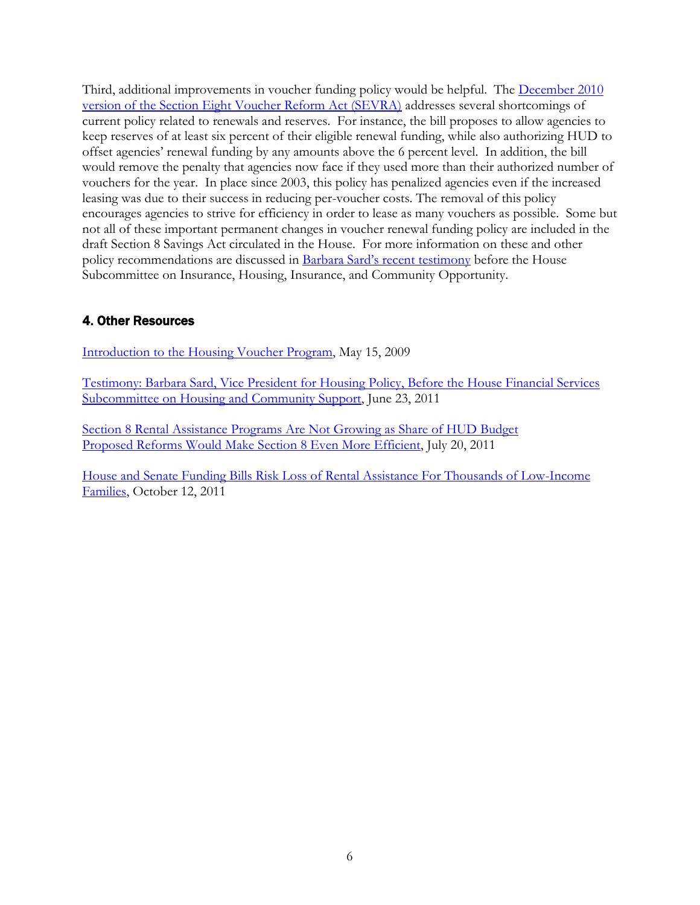Third, additional improvements in voucher funding policy would be helpful. The December 2010 version of the Section Eight Voucher Reform Act (SEVRA) addresses several shortcomings of current policy related to renewals and reserves. For instance, the bill proposes to allow agencies to keep reserves of at least six percent of their eligible renewal funding, while also authorizing HUD to offset agencies' renewal funding by any amounts above the 6 percent level. In addition, the bill would remove the penalty that agencies now face if they used more than their authorized number of vouchers for the year. In place since 2003, this policy has penalized agencies even if the increased leasing was due to their success in reducing per-voucher costs. The removal of this policy encourages agencies to strive for efficiency in order to lease as many vouchers as possible. Some but not all of these important permanent changes in voucher renewal funding policy are included in the draft Section 8 Savings Act circulated in the House. For more information on these and other policy recommendations are discussed in Barbara Sard's recent testimony before the House Subcommittee on Insurance, Housing, Insurance, and Community Opportunity.

#### 4. Other Resources

Introduction to the Housing Voucher Program, May 15, 2009

Testimony: Barbara Sard, Vice President for Housing Policy, Before the House Financial Services Subcommittee on Housing and Community Support, June 23, 2011

Section 8 Rental Assistance Programs Are Not Growing as Share of HUD Budget
Proposed Reforms Would Make Section 8 Even More Efficient, July 20, 2011

House and Senate Funding Bills Risk Loss of Rental Assistance For Thousands of Low-Income Families, October 12, 2011